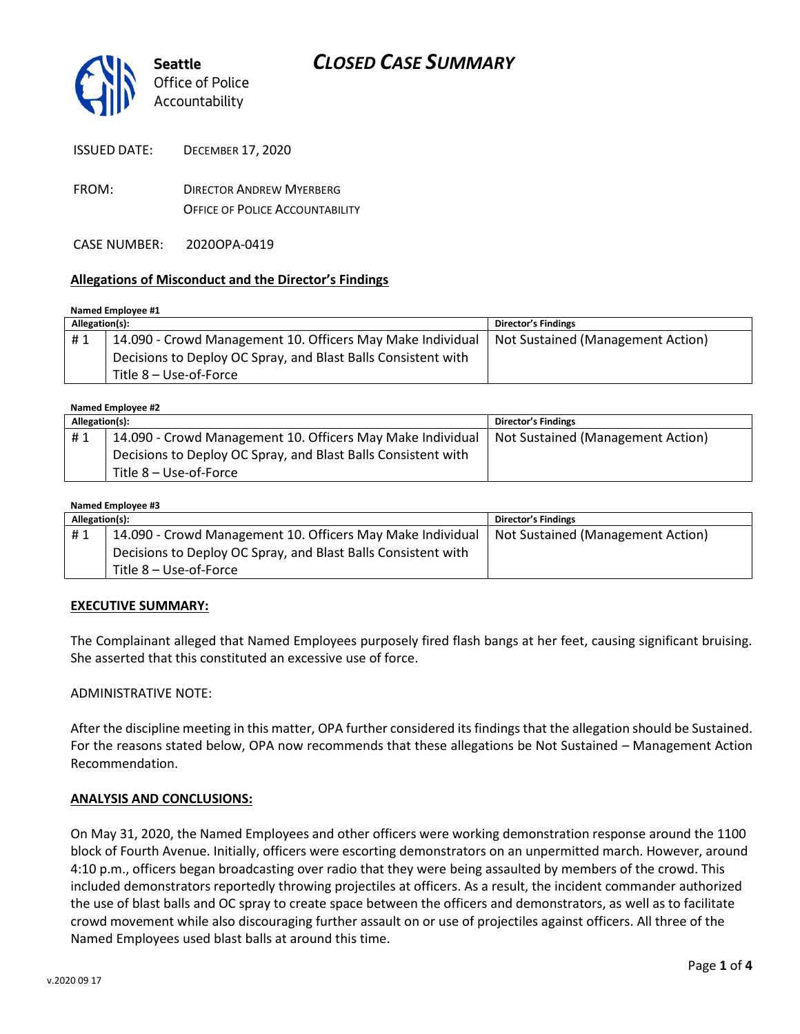Seattle
Office of Police
Accountability

# CLOSED CASE SUMMARY

ISSUED DATE: DECEMBER 17, 2020

FROM: DIRECTOR ANDREW MYERBERG
OFFICE OF POLICE ACCOUNTABILITY

CASE NUMBER: 2020OPA-0419

## Allegations of Misconduct and the Director's Findings

**Named Employee #1**

| Allegation(s): | | Director's Findings |
|---|---|---|
| # 1 | 14.090 - Crowd Management 10. Officers May Make Individual Decisions to Deploy OC Spray, and Blast Balls Consistent with Title 8 – Use-of-Force | Not Sustained (Management Action) |

**Named Employee #2**

| Allegation(s): | | Director's Findings |
|---|---|---|
| # 1 | 14.090 - Crowd Management 10. Officers May Make Individual Decisions to Deploy OC Spray, and Blast Balls Consistent with Title 8 – Use-of-Force | Not Sustained (Management Action) |

**Named Employee #3**

| Allegation(s): | | Director's Findings |
|---|---|---|
| # 1 | 14.090 - Crowd Management 10. Officers May Make Individual Decisions to Deploy OC Spray, and Blast Balls Consistent with Title 8 – Use-of-Force | Not Sustained (Management Action) |

## EXECUTIVE SUMMARY:

The Complainant alleged that Named Employees purposely fired flash bangs at her feet, causing significant bruising. She asserted that this constituted an excessive use of force.

ADMINISTRATIVE NOTE:

After the discipline meeting in this matter, OPA further considered its findings that the allegation should be Sustained. For the reasons stated below, OPA now recommends that these allegations be Not Sustained – Management Action Recommendation.

## ANALYSIS AND CONCLUSIONS:

On May 31, 2020, the Named Employees and other officers were working demonstration response around the 1100 block of Fourth Avenue. Initially, officers were escorting demonstrators on an unpermitted march. However, around 4:10 p.m., officers began broadcasting over radio that they were being assaulted by members of the crowd. This included demonstrators reportedly throwing projectiles at officers. As a result, the incident commander authorized the use of blast balls and OC spray to create space between the officers and demonstrators, as well as to facilitate crowd movement while also discouraging further assault on or use of projectiles against officers. All three of the Named Employees used blast balls at around this time.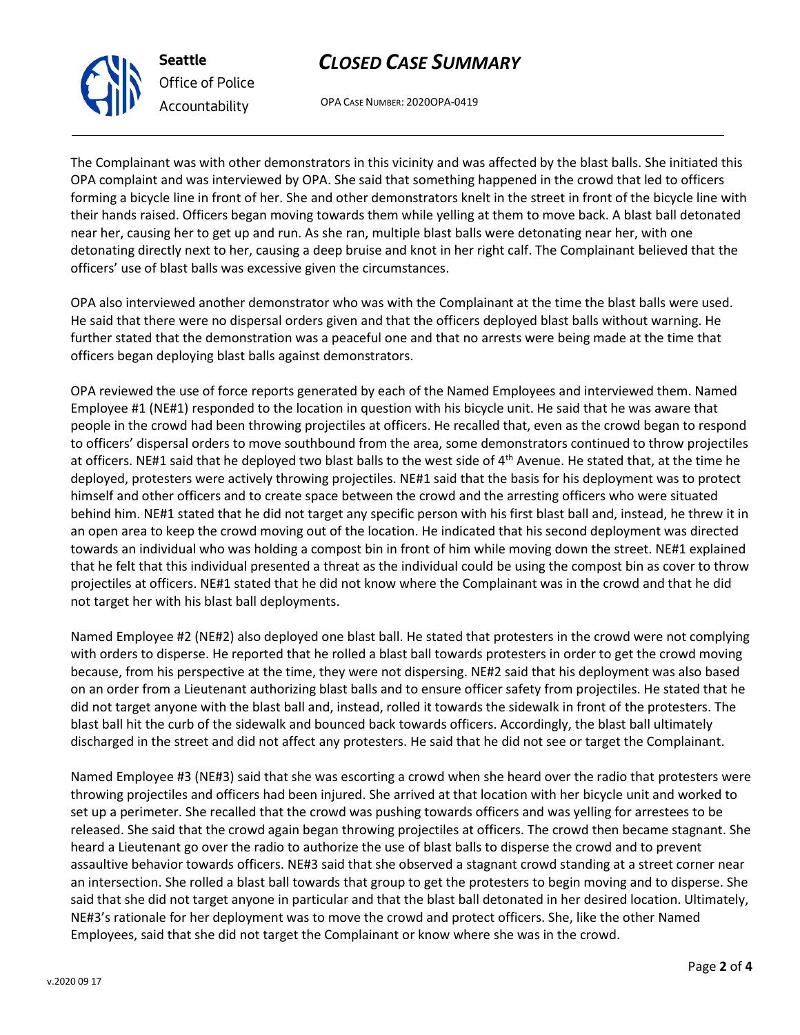The Complainant was with other demonstrators in this vicinity and was affected by the blast balls. She initiated this OPA complaint and was interviewed by OPA. She said that something happened in the crowd that led to officers forming a bicycle line in front of her. She and other demonstrators knelt in the street in front of the bicycle line with their hands raised. Officers began moving towards them while yelling at them to move back. A blast ball detonated near her, causing her to get up and run. As she ran, multiple blast balls were detonating near her, with one detonating directly next to her, causing a deep bruise and knot in her right calf. The Complainant believed that the officers' use of blast balls was excessive given the circumstances.

OPA also interviewed another demonstrator who was with the Complainant at the time the blast balls were used. He said that there were no dispersal orders given and that the officers deployed blast balls without warning. He further stated that the demonstration was a peaceful one and that no arrests were being made at the time that officers began deploying blast balls against demonstrators.

OPA reviewed the use of force reports generated by each of the Named Employees and interviewed them. Named Employee #1 (NE#1) responded to the location in question with his bicycle unit. He said that he was aware that people in the crowd had been throwing projectiles at officers. He recalled that, even as the crowd began to respond to officers' dispersal orders to move southbound from the area, some demonstrators continued to throw projectiles at officers. NE#1 said that he deployed two blast balls to the west side of 4th Avenue. He stated that, at the time he deployed, protesters were actively throwing projectiles. NE#1 said that the basis for his deployment was to protect himself and other officers and to create space between the crowd and the arresting officers who were situated behind him. NE#1 stated that he did not target any specific person with his first blast ball and, instead, he threw it in an open area to keep the crowd moving out of the location. He indicated that his second deployment was directed towards an individual who was holding a compost bin in front of him while moving down the street. NE#1 explained that he felt that this individual presented a threat as the individual could be using the compost bin as cover to throw projectiles at officers. NE#1 stated that he did not know where the Complainant was in the crowd and that he did not target her with his blast ball deployments.

Named Employee #2 (NE#2) also deployed one blast ball. He stated that protesters in the crowd were not complying with orders to disperse. He reported that he rolled a blast ball towards protesters in order to get the crowd moving because, from his perspective at the time, they were not dispersing. NE#2 said that his deployment was also based on an order from a Lieutenant authorizing blast balls and to ensure officer safety from projectiles. He stated that he did not target anyone with the blast ball and, instead, rolled it towards the sidewalk in front of the protesters. The blast ball hit the curb of the sidewalk and bounced back towards officers. Accordingly, the blast ball ultimately discharged in the street and did not affect any protesters. He said that he did not see or target the Complainant.

Named Employee #3 (NE#3) said that she was escorting a crowd when she heard over the radio that protesters were throwing projectiles and officers had been injured. She arrived at that location with her bicycle unit and worked to set up a perimeter. She recalled that the crowd was pushing towards officers and was yelling for arrestees to be released. She said that the crowd again began throwing projectiles at officers. The crowd then became stagnant. She heard a Lieutenant go over the radio to authorize the use of blast balls to disperse the crowd and to prevent assaultive behavior towards officers. NE#3 said that she observed a stagnant crowd standing at a street corner near an intersection. She rolled a blast ball towards that group to get the protesters to begin moving and to disperse. She said that she did not target anyone in particular and that the blast ball detonated in her desired location. Ultimately, NE#3's rationale for her deployment was to move the crowd and protect officers. She, like the other Named Employees, said that she did not target the Complainant or know where she was in the crowd.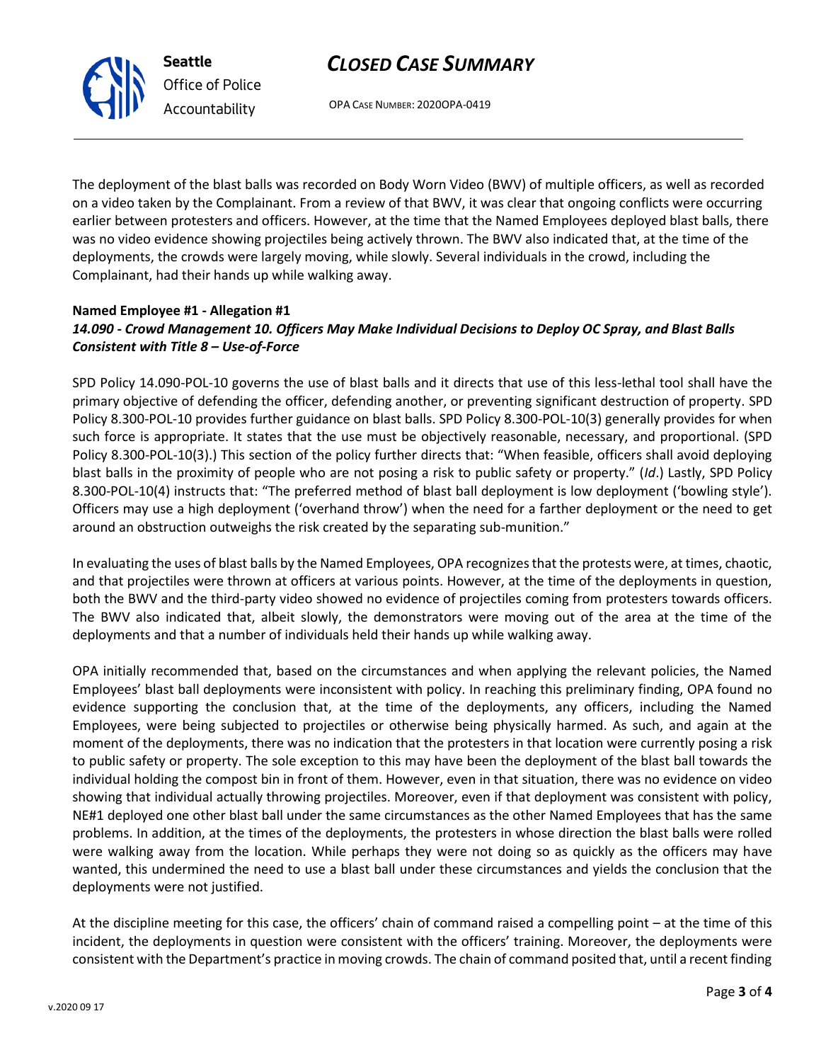The deployment of the blast balls was recorded on Body Worn Video (BWV) of multiple officers, as well as recorded on a video taken by the Complainant. From a review of that BWV, it was clear that ongoing conflicts were occurring earlier between protesters and officers. However, at the time that the Named Employees deployed blast balls, there was no video evidence showing projectiles being actively thrown. The BWV also indicated that, at the time of the deployments, the crowds were largely moving, while slowly. Several individuals in the crowd, including the Complainant, had their hands up while walking away.

**Named Employee #1 - Allegation #1**
***14.090 - Crowd Management 10. Officers May Make Individual Decisions to Deploy OC Spray, and Blast Balls Consistent with Title 8 – Use-of-Force***

SPD Policy 14.090-POL-10 governs the use of blast balls and it directs that use of this less-lethal tool shall have the primary objective of defending the officer, defending another, or preventing significant destruction of property. SPD Policy 8.300-POL-10 provides further guidance on blast balls. SPD Policy 8.300-POL-10(3) generally provides for when such force is appropriate. It states that the use must be objectively reasonable, necessary, and proportional. (SPD Policy 8.300-POL-10(3).) This section of the policy further directs that: "When feasible, officers shall avoid deploying blast balls in the proximity of people who are not posing a risk to public safety or property." (*Id*.) Lastly, SPD Policy 8.300-POL-10(4) instructs that: "The preferred method of blast ball deployment is low deployment ('bowling style'). Officers may use a high deployment ('overhand throw') when the need for a farther deployment or the need to get around an obstruction outweighs the risk created by the separating sub-munition."

In evaluating the uses of blast balls by the Named Employees, OPA recognizes that the protests were, at times, chaotic, and that projectiles were thrown at officers at various points. However, at the time of the deployments in question, both the BWV and the third-party video showed no evidence of projectiles coming from protesters towards officers. The BWV also indicated that, albeit slowly, the demonstrators were moving out of the area at the time of the deployments and that a number of individuals held their hands up while walking away.

OPA initially recommended that, based on the circumstances and when applying the relevant policies, the Named Employees' blast ball deployments were inconsistent with policy. In reaching this preliminary finding, OPA found no evidence supporting the conclusion that, at the time of the deployments, any officers, including the Named Employees, were being subjected to projectiles or otherwise being physically harmed. As such, and again at the moment of the deployments, there was no indication that the protesters in that location were currently posing a risk to public safety or property. The sole exception to this may have been the deployment of the blast ball towards the individual holding the compost bin in front of them. However, even in that situation, there was no evidence on video showing that individual actually throwing projectiles. Moreover, even if that deployment was consistent with policy, NE#1 deployed one other blast ball under the same circumstances as the other Named Employees that has the same problems. In addition, at the times of the deployments, the protesters in whose direction the blast balls were rolled were walking away from the location. While perhaps they were not doing so as quickly as the officers may have wanted, this undermined the need to use a blast ball under these circumstances and yields the conclusion that the deployments were not justified.

At the discipline meeting for this case, the officers' chain of command raised a compelling point – at the time of this incident, the deployments in question were consistent with the officers' training. Moreover, the deployments were consistent with the Department's practice in moving crowds. The chain of command posited that, until a recent finding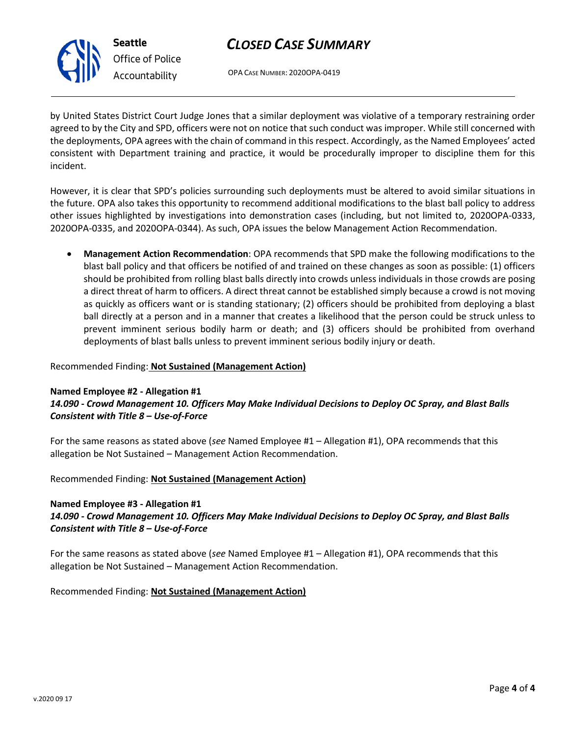by United States District Court Judge Jones that a similar deployment was violative of a temporary restraining order agreed to by the City and SPD, officers were not on notice that such conduct was improper. While still concerned with the deployments, OPA agrees with the chain of command in this respect. Accordingly, as the Named Employees' acted consistent with Department training and practice, it would be procedurally improper to discipline them for this incident.

However, it is clear that SPD's policies surrounding such deployments must be altered to avoid similar situations in the future. OPA also takes this opportunity to recommend additional modifications to the blast ball policy to address other issues highlighted by investigations into demonstration cases (including, but not limited to, 2020OPA-0333, 2020OPA-0335, and 2020OPA-0344). As such, OPA issues the below Management Action Recommendation.

- **Management Action Recommendation**: OPA recommends that SPD make the following modifications to the blast ball policy and that officers be notified of and trained on these changes as soon as possible: (1) officers should be prohibited from rolling blast balls directly into crowds unless individuals in those crowds are posing a direct threat of harm to officers. A direct threat cannot be established simply because a crowd is not moving as quickly as officers want or is standing stationary; (2) officers should be prohibited from deploying a blast ball directly at a person and in a manner that creates a likelihood that the person could be struck unless to prevent imminent serious bodily harm or death; and (3) officers should be prohibited from overhand deployments of blast balls unless to prevent imminent serious bodily injury or death.

Recommended Finding: **Not Sustained (Management Action)**

**Named Employee #2 - Allegation #1**
***14.090 - Crowd Management 10. Officers May Make Individual Decisions to Deploy OC Spray, and Blast Balls Consistent with Title 8 – Use-of-Force***

For the same reasons as stated above (*see* Named Employee #1 – Allegation #1), OPA recommends that this allegation be Not Sustained – Management Action Recommendation.

Recommended Finding: **Not Sustained (Management Action)**

**Named Employee #3 - Allegation #1**
***14.090 - Crowd Management 10. Officers May Make Individual Decisions to Deploy OC Spray, and Blast Balls Consistent with Title 8 – Use-of-Force***

For the same reasons as stated above (*see* Named Employee #1 – Allegation #1), OPA recommends that this allegation be Not Sustained – Management Action Recommendation.

Recommended Finding: **Not Sustained (Management Action)**